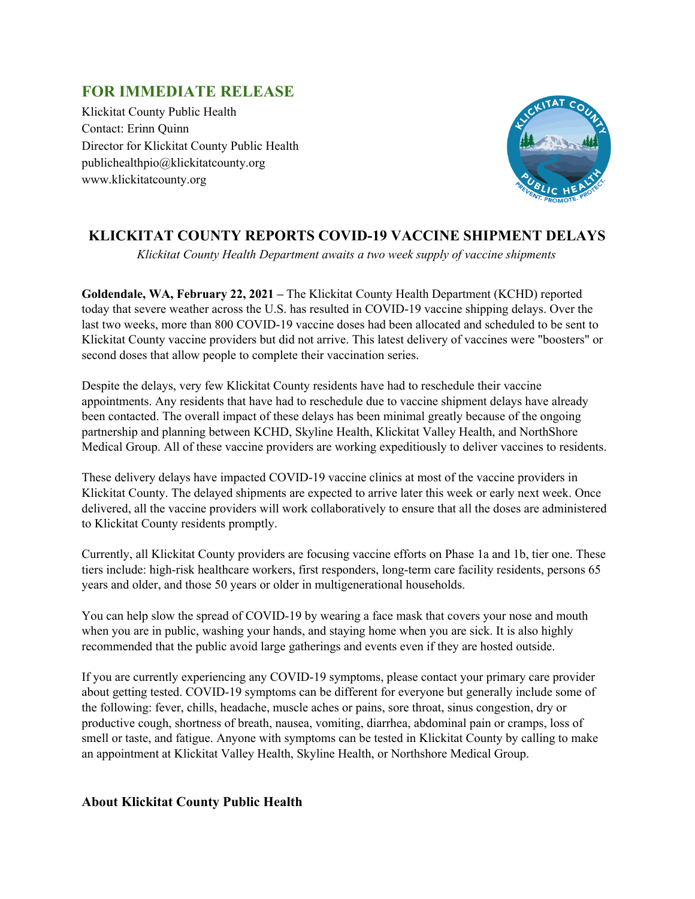## FOR IMMEDIATE RELEASE

Klickitat County Public Health
Contact: Erinn Quinn
Director for Klickitat County Public Health
publichealthpio@klickitatcounty.org
www.klickitatcounty.org

# KLICKITAT COUNTY REPORTS COVID-19 VACCINE SHIPMENT DELAYS

*Klickitat County Health Department awaits a two week supply of vaccine shipments*

**Goldendale, WA, February 22, 2021 –** The Klickitat County Health Department (KCHD) reported today that severe weather across the U.S. has resulted in COVID-19 vaccine shipping delays. Over the last two weeks, more than 800 COVID-19 vaccine doses had been allocated and scheduled to be sent to Klickitat County vaccine providers but did not arrive. This latest delivery of vaccines were "boosters" or second doses that allow people to complete their vaccination series.

Despite the delays, very few Klickitat County residents have had to reschedule their vaccine appointments. Any residents that have had to reschedule due to vaccine shipment delays have already been contacted. The overall impact of these delays has been minimal greatly because of the ongoing partnership and planning between KCHD, Skyline Health, Klickitat Valley Health, and NorthShore Medical Group. All of these vaccine providers are working expeditiously to deliver vaccines to residents.

These delivery delays have impacted COVID-19 vaccine clinics at most of the vaccine providers in Klickitat County. The delayed shipments are expected to arrive later this week or early next week. Once delivered, all the vaccine providers will work collaboratively to ensure that all the doses are administered to Klickitat County residents promptly.

Currently, all Klickitat County providers are focusing vaccine efforts on Phase 1a and 1b, tier one. These tiers include: high-risk healthcare workers, first responders, long-term care facility residents, persons 65 years and older, and those 50 years or older in multigenerational households.

You can help slow the spread of COVID-19 by wearing a face mask that covers your nose and mouth when you are in public, washing your hands, and staying home when you are sick. It is also highly recommended that the public avoid large gatherings and events even if they are hosted outside.

If you are currently experiencing any COVID-19 symptoms, please contact your primary care provider about getting tested. COVID-19 symptoms can be different for everyone but generally include some of the following: fever, chills, headache, muscle aches or pains, sore throat, sinus congestion, dry or productive cough, shortness of breath, nausea, vomiting, diarrhea, abdominal pain or cramps, loss of smell or taste, and fatigue. Anyone with symptoms can be tested in Klickitat County by calling to make an appointment at Klickitat Valley Health, Skyline Health, or Northshore Medical Group.

### About Klickitat County Public Health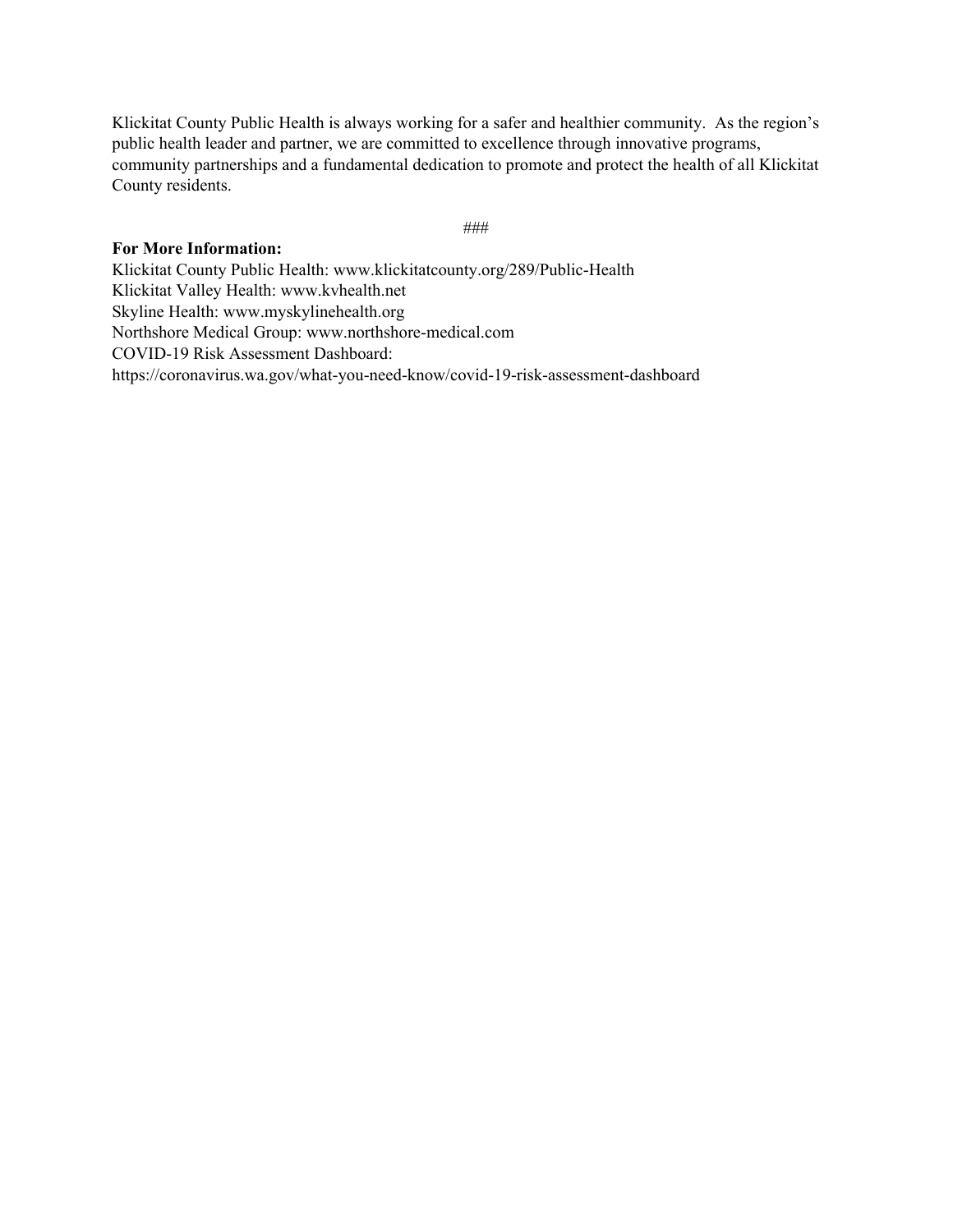Klickitat County Public Health is always working for a safer and healthier community. As the region's public health leader and partner, we are committed to excellence through innovative programs, community partnerships and a fundamental dedication to promote and protect the health of all Klickitat County residents.

###

**For More Information:**

Klickitat County Public Health: www.klickitatcounty.org/289/Public-Health
Klickitat Valley Health: www.kvhealth.net
Skyline Health: www.myskylinehealth.org
Northshore Medical Group: www.northshore-medical.com
COVID-19 Risk Assessment Dashboard:
https://coronavirus.wa.gov/what-you-need-know/covid-19-risk-assessment-dashboard